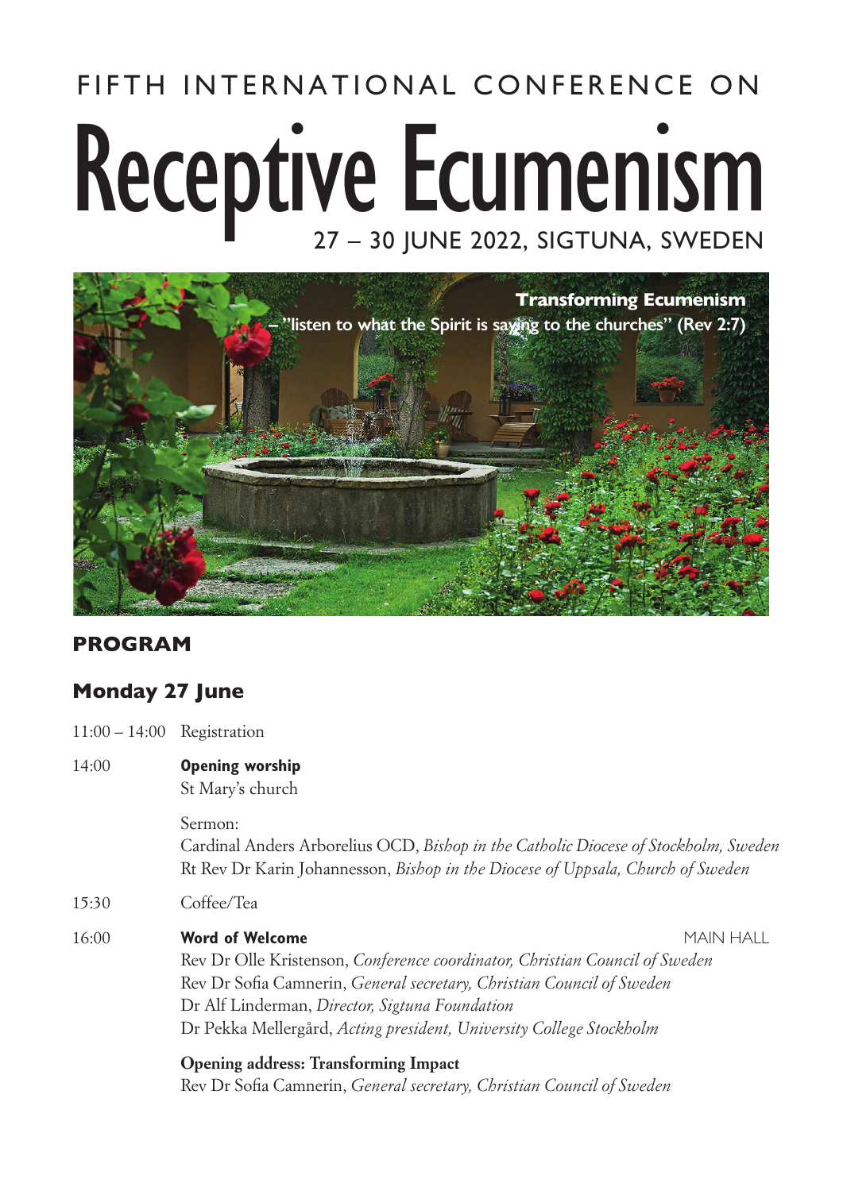FIFTH INTERNATIONAL CONFERENCE ON

# Receptive Ecumenism

27 – 30 JUNE 2022, SIGTUNA, SWEDEN

**Transforming Ecumenism**
**– "listen to what the Spirit is saying to the churches" (Rev 2:7)**

## PROGRAM

### Monday 27 June

11:00 – 14:00 Registration

14:00 **Opening worship**
St Mary's church

Sermon:
Cardinal Anders Arborelius OCD, *Bishop in the Catholic Diocese of Stockholm, Sweden*
Rt Rev Dr Karin Johannesson, *Bishop in the Diocese of Uppsala, Church of Sweden*

15:30 Coffee/Tea

16:00 **Word of Welcome** MAIN HALL
Rev Dr Olle Kristenson, *Conference coordinator, Christian Council of Sweden*
Rev Dr Sofia Camnerin, *General secretary, Christian Council of Sweden*
Dr Alf Linderman, *Director, Sigtuna Foundation*
Dr Pekka Mellergård, *Acting president, University College Stockholm*

**Opening address: Transforming Impact**
Rev Dr Sofia Camnerin, *General secretary, Christian Council of Sweden*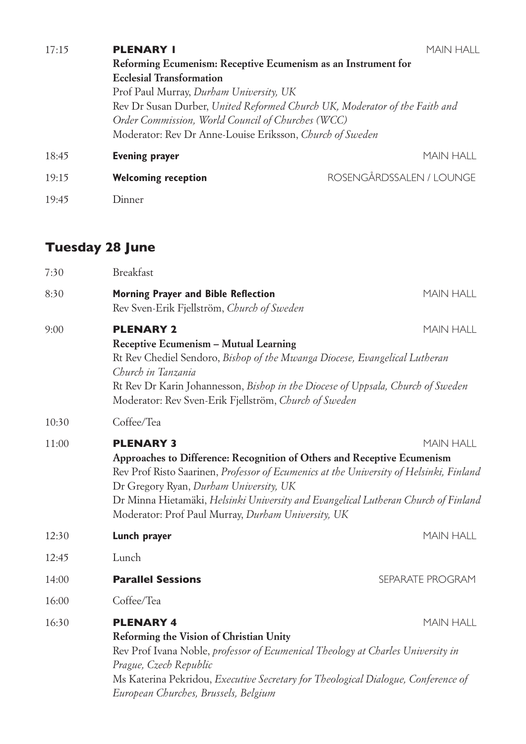| | | |
|---|---|---|
| 17:15 | **PLENARY 1**<br>**Reforming Ecumenism: Receptive Ecumenism as an Instrument for Ecclesial Transformation**<br>Prof Paul Murray, *Durham University, UK*<br>Rev Dr Susan Durber, *United Reformed Church UK, Moderator of the Faith and Order Commission, World Council of Churches (WCC)*<br>Moderator: Rev Dr Anne-Louise Eriksson, *Church of Sweden* | MAIN HALL |
| 18:45 | **Evening prayer** | MAIN HALL |
| 19:15 | **Welcoming reception** | ROSENGÅRDSSALEN / LOUNGE |
| 19:45 | Dinner | |

## Tuesday 28 June

| | | |
|---|---|---|
| 7:30 | Breakfast | |
| 8:30 | **Morning Prayer and Bible Reflection**<br>Rev Sven-Erik Fjellström, *Church of Sweden* | MAIN HALL |
| 9:00 | **PLENARY 2**<br>**Receptive Ecumenism – Mutual Learning**<br>Rt Rev Chediel Sendoro, *Bishop of the Mwanga Diocese, Evangelical Lutheran Church in Tanzania*<br>Rt Rev Dr Karin Johannesson, *Bishop in the Diocese of Uppsala, Church of Sweden*<br>Moderator: Rev Sven-Erik Fjellström, *Church of Sweden* | MAIN HALL |
| 10:30 | Coffee/Tea | |
| 11:00 | **PLENARY 3**<br>**Approaches to Difference: Recognition of Others and Receptive Ecumenism**<br>Rev Prof Risto Saarinen, *Professor of Ecumenics at the University of Helsinki, Finland*<br>Dr Gregory Ryan, *Durham University, UK*<br>Dr Minna Hietamäki, *Helsinki University and Evangelical Lutheran Church of Finland*<br>Moderator: Prof Paul Murray, *Durham University, UK* | MAIN HALL |
| 12:30 | **Lunch prayer** | MAIN HALL |
| 12:45 | Lunch | |
| 14:00 | **Parallel Sessions** | SEPARATE PROGRAM |
| 16:00 | Coffee/Tea | |
| 16:30 | **PLENARY 4**<br>**Reforming the Vision of Christian Unity**<br>Rev Prof Ivana Noble, *professor of Ecumenical Theology at Charles University in Prague, Czech Republic*<br>Ms Katerina Pekridou, *Executive Secretary for Theological Dialogue, Conference of European Churches, Brussels, Belgium* | MAIN HALL |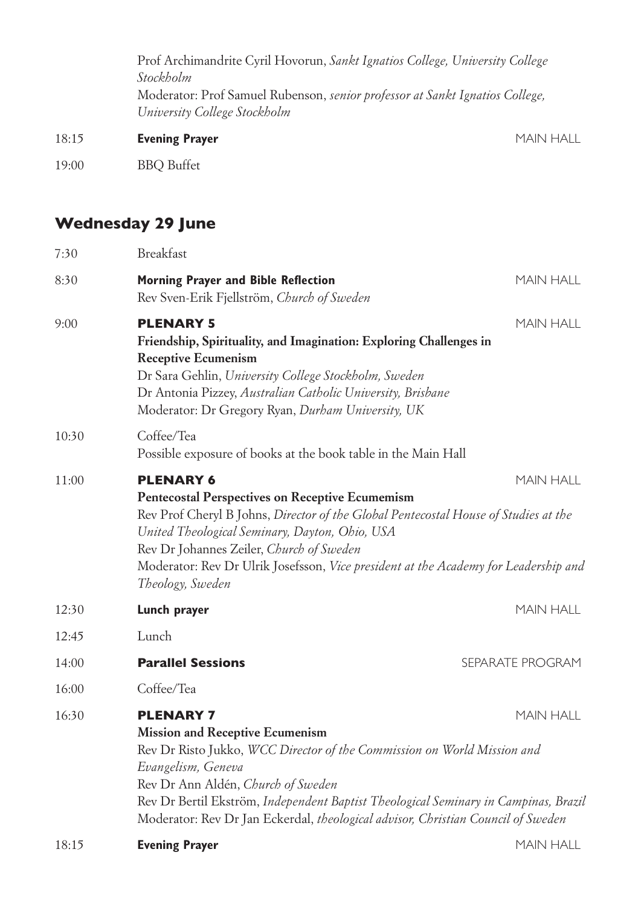| | | |
|---|---|---|
| | Prof Archimandrite Cyril Hovorun, *Sankt Ignatios College, University College Stockholm*<br>Moderator: Prof Samuel Rubenson, *senior professor at Sankt Ignatios College, University College Stockholm* | |
| 18:15 | **Evening Prayer** | MAIN HALL |
| 19:00 | BBQ Buffet | |

## Wednesday 29 June

| | | |
|---|---|---|
| 7:30 | Breakfast | |
| 8:30 | **Morning Prayer and Bible Reflection**<br>Rev Sven-Erik Fjellström, *Church of Sweden* | MAIN HALL |
| 9:00 | **PLENARY 5**<br>**Friendship, Spirituality, and Imagination: Exploring Challenges in Receptive Ecumenism**<br>Dr Sara Gehlin, *University College Stockholm, Sweden*<br>Dr Antonia Pizzey, *Australian Catholic University, Brisbane*<br>Moderator: Dr Gregory Ryan, *Durham University, UK* | MAIN HALL |
| 10:30 | Coffee/Tea<br>Possible exposure of books at the book table in the Main Hall | |
| 11:00 | **PLENARY 6**<br>**Pentecostal Perspectives on Receptive Ecumemism**<br>Rev Prof Cheryl B Johns, *Director of the Global Pentecostal House of Studies at the United Theological Seminary, Dayton, Ohio, USA*<br>Rev Dr Johannes Zeiler, *Church of Sweden*<br>Moderator: Rev Dr Ulrik Josefsson, *Vice president at the Academy for Leadership and Theology, Sweden* | MAIN HALL |
| 12:30 | **Lunch prayer** | MAIN HALL |
| 12:45 | Lunch | |
| 14:00 | **Parallel Sessions** | SEPARATE PROGRAM |
| 16:00 | Coffee/Tea | |
| 16:30 | **PLENARY 7**<br>**Mission and Receptive Ecumenism**<br>Rev Dr Risto Jukko, *WCC Director of the Commission on World Mission and Evangelism, Geneva*<br>Rev Dr Ann Aldén, *Church of Sweden*<br>Rev Dr Bertil Ekström, *Independent Baptist Theological Seminary in Campinas, Brazil*<br>Moderator: Rev Dr Jan Eckerdal, *theological advisor, Christian Council of Sweden* | MAIN HALL |
| 18:15 | **Evening Prayer** | MAIN HALL |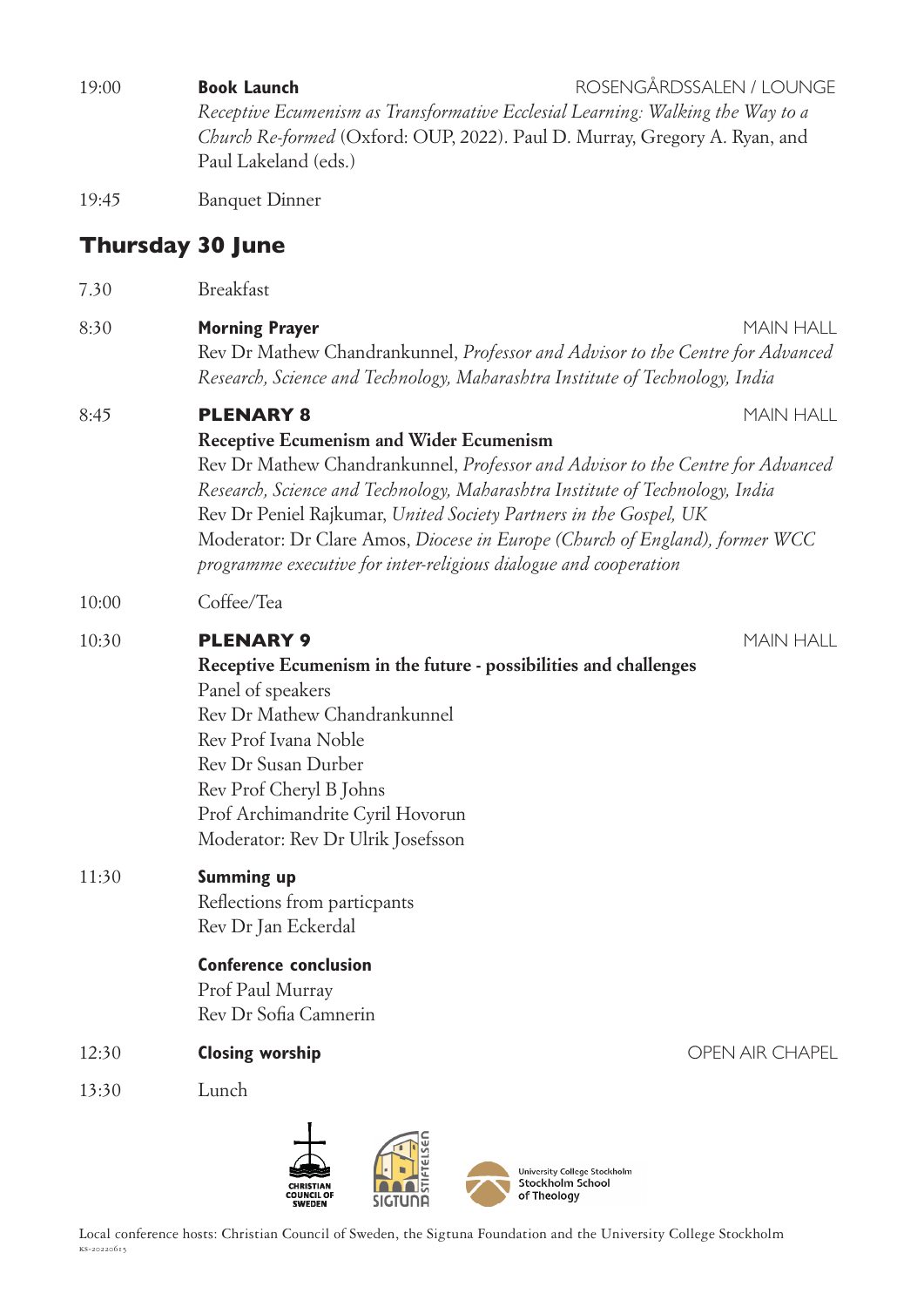19:00 **Book Launch** ROSENGÅRDSSALEN / LOUNGE
*Receptive Ecumenism as Transformative Ecclesial Learning: Walking the Way to a Church Re-formed* (Oxford: OUP, 2022). Paul D. Murray, Gregory A. Ryan, and Paul Lakeland (eds.)

19:45 Banquet Dinner

## Thursday 30 June

7.30 Breakfast

8:30 **Morning Prayer** MAIN HALL
Rev Dr Mathew Chandrankunnel, *Professor and Advisor to the Centre for Advanced Research, Science and Technology, Maharashtra Institute of Technology, India*

8:45 **PLENARY 8** MAIN HALL
**Receptive Ecumenism and Wider Ecumenism**
Rev Dr Mathew Chandrankunnel, *Professor and Advisor to the Centre for Advanced Research, Science and Technology, Maharashtra Institute of Technology, India*
Rev Dr Peniel Rajkumar, *United Society Partners in the Gospel, UK*
Moderator: Dr Clare Amos, *Diocese in Europe (Church of England), former WCC programme executive for inter-religious dialogue and cooperation*

10:00 Coffee/Tea

10:30 **PLENARY 9** MAIN HALL
**Receptive Ecumenism in the future - possibilities and challenges**
Panel of speakers
Rev Dr Mathew Chandrankunnel
Rev Prof Ivana Noble
Rev Dr Susan Durber
Rev Prof Cheryl B Johns
Prof Archimandrite Cyril Hovorun
Moderator: Rev Dr Ulrik Josefsson

11:30 **Summing up**
Reflections from particpants
Rev Dr Jan Eckerdal

**Conference conclusion**
Prof Paul Murray
Rev Dr Sofia Camnerin

12:30 **Closing worship** OPEN AIR CHAPEL

13:30 Lunch

Local conference hosts: Christian Council of Sweden, the Sigtuna Foundation and the University College Stockholm

KS-20220615